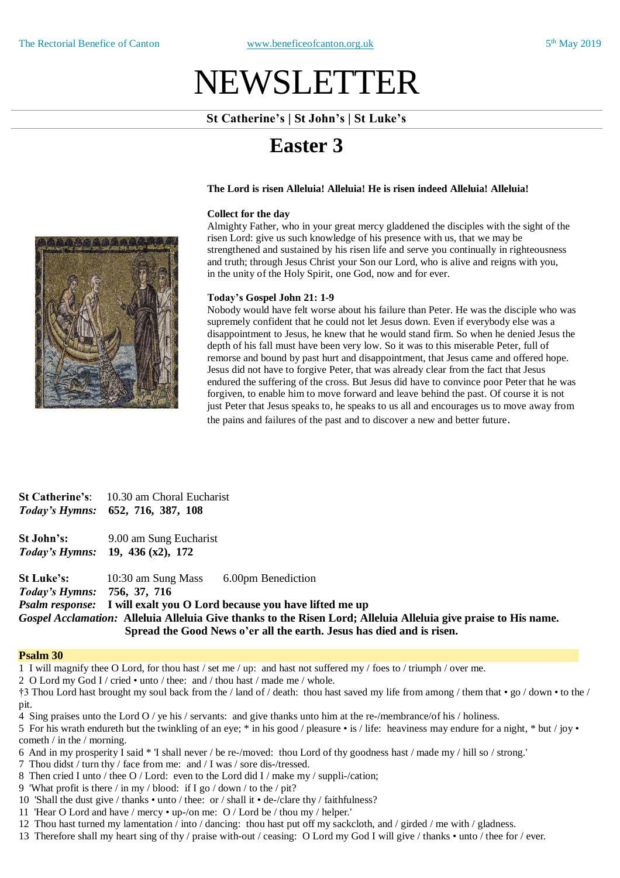The Rectorial Benefice of Canton www.beneficeofcanton.org.uk 5th May 2019

# NEWSLETTER

**St Catherine's | St John's | St Luke's**

# Easter 3

**The Lord is risen Alleluia! Alleluia! He is risen indeed Alleluia! Alleluia!**

**Collect for the day**

Almighty Father, who in your great mercy gladdened the disciples with the sight of the risen Lord: give us such knowledge of his presence with us, that we may be strengthened and sustained by his risen life and serve you continually in righteousness and truth; through Jesus Christ your Son our Lord, who is alive and reigns with you, in the unity of the Holy Spirit, one God, now and for ever.

**Today's Gospel John 21: 1-9**

Nobody would have felt worse about his failure than Peter. He was the disciple who was supremely confident that he could not let Jesus down. Even if everybody else was a disappointment to Jesus, he knew that he would stand firm. So when he denied Jesus the depth of his fall must have been very low. So it was to this miserable Peter, full of remorse and bound by past hurt and disappointment, that Jesus came and offered hope. Jesus did not have to forgive Peter, that was already clear from the fact that Jesus endured the suffering of the cross. But Jesus did have to convince poor Peter that he was forgiven, to enable him to move forward and leave behind the past. Of course it is not just Peter that Jesus speaks to, he speaks to us all and encourages us to move away from the pains and failures of the past and to discover a new and better future.

**St Catherine's**: 10.30 am Choral Eucharist
***Today's Hymns:*** **652, 716, 387, 108**

**St John's:** 9.00 am Sung Eucharist
***Today's Hymns:*** **19, 436 (x2), 172**

**St Luke's:** 10:30 am Sung Mass 6.00pm Benediction
***Today's Hymns:*** **756, 37, 716**
***Psalm response:*** **I will exalt you O Lord because you have lifted me up**
***Gospel Acclamation:*** **Alleluia Alleluia Give thanks to the Risen Lord; Alleluia Alleluia give praise to His name. Spread the Good News o'er all the earth. Jesus has died and is risen.**

## Psalm 30

1 I will magnify thee O Lord, for thou hast / set me / up: and hast not suffered my / foes to / triumph / over me.
2 O Lord my God I / cried • unto / thee: and / thou hast / made me / whole.
†3 Thou Lord hast brought my soul back from the / land of / death: thou hast saved my life from among / them that • go / down • to the / pit.
4 Sing praises unto the Lord O / ye his / servants: and give thanks unto him at the re-/membrance/of his / holiness.
5 For his wrath endureth but the twinkling of an eye; * in his good / pleasure • is / life: heaviness may endure for a night, * but / joy • cometh / in the / morning.
6 And in my prosperity I said * 'I shall never / be re-/moved: thou Lord of thy goodness hast / made my / hill so / strong.'
7 Thou didst / turn thy / face from me: and / I was / sore dis-/tressed.
8 Then cried I unto / thee O / Lord: even to the Lord did I / make my / suppli-/cation;
9 'What profit is there / in my / blood: if I go / down / to the / pit?
10 'Shall the dust give / thanks • unto / thee: or / shall it • de-/clare thy / faithfulness?
11 'Hear O Lord and have / mercy • up-/on me: O / Lord be / thou my / helper.'
12 Thou hast turned my lamentation / into / dancing: thou hast put off my sackcloth, and / girded / me with / gladness.
13 Therefore shall my heart sing of thy / praise with-out / ceasing: O Lord my God I will give / thanks • unto / thee for / ever.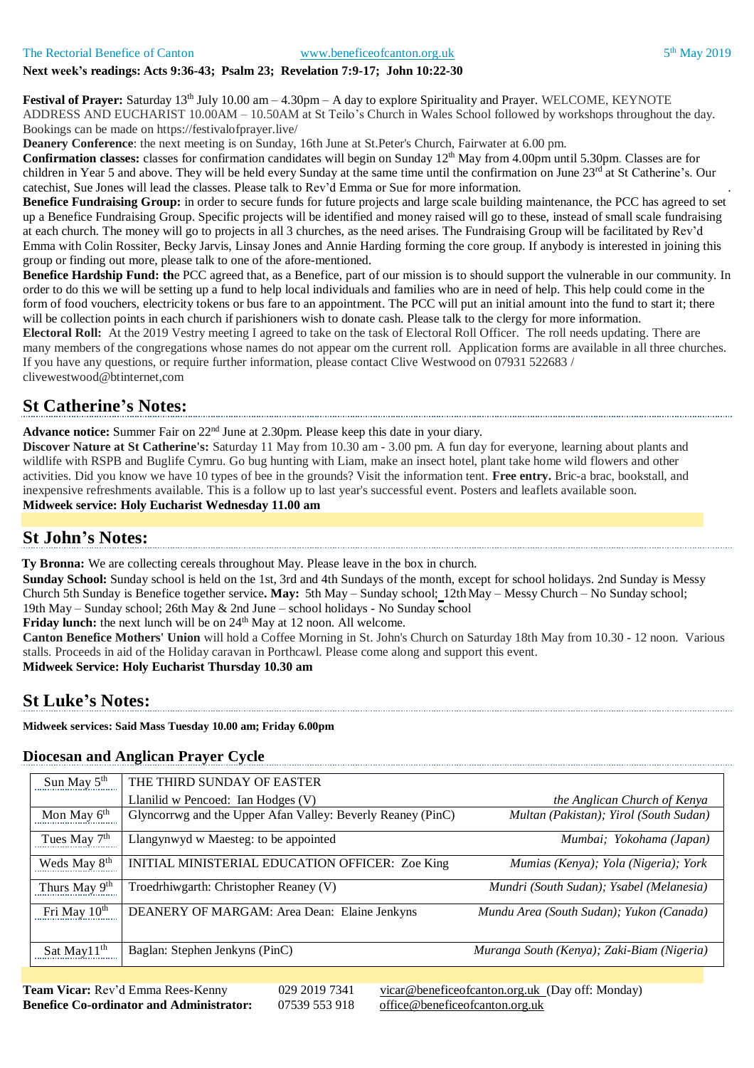**Next week's readings: Acts 9:36-43; Psalm 23; Revelation 7:9-17; John 10:22-30**

**Festival of Prayer:** Saturday 13th July 10.00 am – 4.30pm – A day to explore Spirituality and Prayer. WELCOME, KEYNOTE ADDRESS AND EUCHARIST 10.00AM – 10.50AM at St Teilo's Church in Wales School followed by workshops throughout the day. Bookings can be made on https://festivalofprayer.live/

**Deanery Conference**: the next meeting is on Sunday, 16th June at St.Peter's Church, Fairwater at 6.00 pm.

**Confirmation classes:** classes for confirmation candidates will begin on Sunday 12th May from 4.00pm until 5.30pm. Classes are for children in Year 5 and above. They will be held every Sunday at the same time until the confirmation on June 23rd at St Catherine's. Our catechist, Sue Jones will lead the classes. Please talk to Rev'd Emma or Sue for more information.

**Benefice Fundraising Group:** in order to secure funds for future projects and large scale building maintenance, the PCC has agreed to set up a Benefice Fundraising Group. Specific projects will be identified and money raised will go to these, instead of small scale fundraising at each church. The money will go to projects in all 3 churches, as the need arises. The Fundraising Group will be facilitated by Rev'd Emma with Colin Rossiter, Becky Jarvis, Linsay Jones and Annie Harding forming the core group. If anybody is interested in joining this group or finding out more, please talk to one of the afore-mentioned.

**Benefice Hardship Fund: th**e PCC agreed that, as a Benefice, part of our mission is to should support the vulnerable in our community. In order to do this we will be setting up a fund to help local individuals and families who are in need of help. This help could come in the form of food vouchers, electricity tokens or bus fare to an appointment. The PCC will put an initial amount into the fund to start it; there will be collection points in each church if parishioners wish to donate cash. Please talk to the clergy for more information.

**Electoral Roll:** At the 2019 Vestry meeting I agreed to take on the task of Electoral Roll Officer. The roll needs updating. There are many members of the congregations whose names do not appear om the current roll. Application forms are available in all three churches. If you have any questions, or require further information, please contact Clive Westwood on 07931 522683 / clivewestwood@btinternet,com

## St Catherine's Notes:

**Advance notice:** Summer Fair on 22nd June at 2.30pm. Please keep this date in your diary.

**Discover Nature at St Catherine's:** Saturday 11 May from 10.30 am - 3.00 pm. A fun day for everyone, learning about plants and wildlife with RSPB and Buglife Cymru. Go bug hunting with Liam, make an insect hotel, plant take home wild flowers and other activities. Did you know we have 10 types of bee in the grounds? Visit the information tent. **Free entry.** Bric-a brac, bookstall, and inexpensive refreshments available. This is a follow up to last year's successful event. Posters and leaflets available soon.

**Midweek service: Holy Eucharist Wednesday 11.00 am**

## St John's Notes:

**Ty Bronna:** We are collecting cereals throughout May. Please leave in the box in church.

**Sunday School:** Sunday school is held on the 1st, 3rd and 4th Sundays of the month, except for school holidays. 2nd Sunday is Messy Church 5th Sunday is Benefice together service**. May:** 5th May – Sunday school; 12th May – Messy Church – No Sunday school; 19th May – Sunday school; 26th May & 2nd June – school holidays - No Sunday school

**Friday lunch:** the next lunch will be on 24th May at 12 noon. All welcome.

**Canton Benefice Mothers' Union** will hold a Coffee Morning in St. John's Church on Saturday 18th May from 10.30 - 12 noon. Various stalls. Proceeds in aid of the Holiday caravan in Porthcawl. Please come along and support this event.

**Midweek Service: Holy Eucharist Thursday 10.30 am**

## St Luke's Notes:

**Midweek services: Said Mass Tuesday 10.00 am; Friday 6.00pm**

### Diocesan and Anglican Prayer Cycle

| | | |
|---|---|---|
| Sun May 5th | THE THIRD SUNDAY OF EASTER<br>Llanilid w Pencoed: Ian Hodges (V) | *the Anglican Church of Kenya* |
| Mon May 6th | Glyncorrwg and the Upper Afan Valley: Beverly Reaney (PinC) | *Multan (Pakistan); Yirol (South Sudan)* |
| Tues May 7th | Llangynwyd w Maesteg: to be appointed | *Mumbai; Yokohama (Japan)* |
| Weds May 8th | INITIAL MINISTERIAL EDUCATION OFFICER: Zoe King | *Mumias (Kenya); Yola (Nigeria); York* |
| Thurs May 9th | Troedrhiwgarth: Christopher Reaney (V) | *Mundri (South Sudan); Ysabel (Melanesia)* |
| Fri May 10th | DEANERY OF MARGAM: Area Dean: Elaine Jenkyns | *Mundu Area (South Sudan); Yukon (Canada)* |
| Sat May11th | Baglan: Stephen Jenkyns (PinC) | *Muranga South (Kenya); Zaki-Biam (Nigeria)* |

**Team Vicar:** Rev'd Emma Rees-Kenny 029 2019 7341 vicar@beneficeofcanton.org.uk (Day off: Monday)
**Benefice Co-ordinator and Administrator:** 07539 553 918 office@beneficeofcanton.org.uk